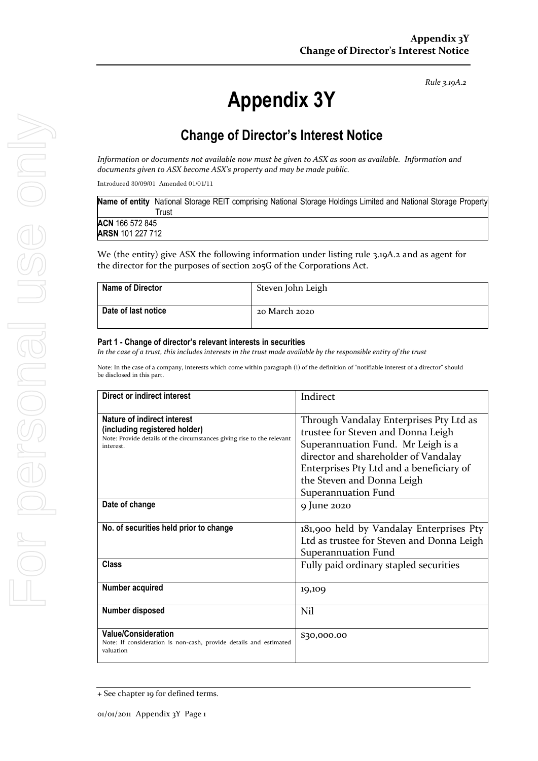*Rule 3.19A.2*

# Appendix 3Y

## Change of Director's Interest Notice

*Information or documents not available now must be given to ASX as soon as available. Information and documents given to ASX become ASX's property and may be made public.*

Introduced 30/09/01 Amended 01/01/11

| **Name of entity** National Storage REIT comprising National Storage Holdings Limited and National Storage Property Trust |
|---|
| **ACN** 166 572 845<br>**ARSN** 101 227 712 |

We (the entity) give ASX the following information under listing rule 3.19A.2 and as agent for the director for the purposes of section 205G of the Corporations Act.

| **Name of Director** | Steven John Leigh |
|---|---|
| **Date of last notice** | 20 March 2020 |

#### Part 1 - Change of director's relevant interests in securities

*In the case of a trust, this includes interests in the trust made available by the responsible entity of the trust*

Note: In the case of a company, interests which come within paragraph (i) of the definition of "notifiable interest of a director" should be disclosed in this part.

| **Direct or indirect interest** | Indirect |
|---|---|
| **Nature of indirect interest (including registered holder)**<br>Note: Provide details of the circumstances giving rise to the relevant interest. | Through Vandalay Enterprises Pty Ltd as trustee for Steven and Donna Leigh Superannuation Fund. Mr Leigh is a director and shareholder of Vandalay Enterprises Pty Ltd and a beneficiary of the Steven and Donna Leigh Superannuation Fund |
| **Date of change** | 9 June 2020 |
| **No. of securities held prior to change** | 181,900 held by Vandalay Enterprises Pty Ltd as trustee for Steven and Donna Leigh Superannuation Fund |
| **Class** | Fully paid ordinary stapled securities |
| **Number acquired** | 19,109 |
| **Number disposed** | Nil |
| **Value/Consideration**<br>Note: If consideration is non-cash, provide details and estimated valuation | $30,000.00 |

+ See chapter 19 for defined terms.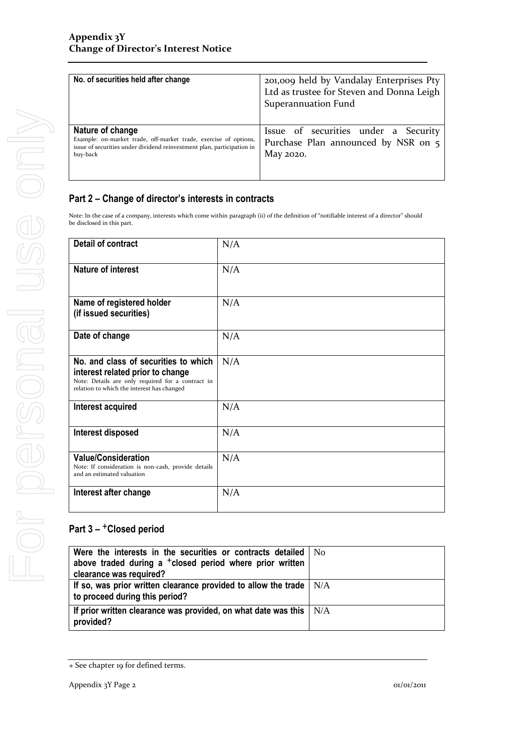| | |
|---|---|
| **No. of securities held after change** | 201,009 held by Vandalay Enterprises Pty Ltd as trustee for Steven and Donna Leigh Superannuation Fund |
| **Nature of change**<br>Example: on-market trade, off-market trade, exercise of options, issue of securities under dividend reinvestment plan, participation in buy-back | Issue of securities under a Security Purchase Plan announced by NSR on 5 May 2020. |

## Part 2 – Change of director's interests in contracts

Note: In the case of a company, interests which come within paragraph (ii) of the definition of "notifiable interest of a director" should be disclosed in this part.

| | |
|---|---|
| **Detail of contract** | N/A |
| **Nature of interest** | N/A |
| **Name of registered holder (if issued securities)** | N/A |
| **Date of change** | N/A |
| **No. and class of securities to which interest related prior to change**<br>Note: Details are only required for a contract in relation to which the interest has changed | N/A |
| **Interest acquired** | N/A |
| **Interest disposed** | N/A |
| **Value/Consideration**<br>Note: If consideration is non-cash, provide details and an estimated valuation | N/A |
| **Interest after change** | N/A |

## Part 3 – +Closed period

| | |
|---|---|
| **Were the interests in the securities or contracts detailed above traded during a +closed period where prior written clearance was required?** | No |
| **If so, was prior written clearance provided to allow the trade to proceed during this period?** | N/A |
| **If prior written clearance was provided, on what date was this provided?** | N/A |

+ See chapter 19 for defined terms.